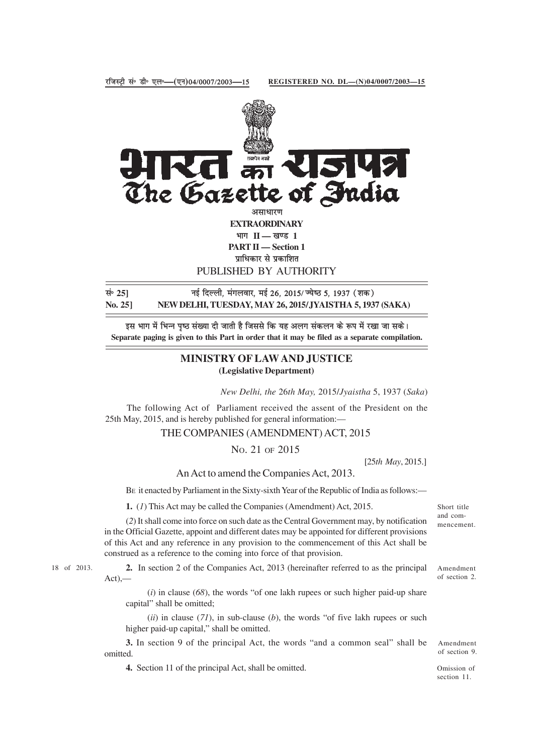रजिस्ट्री सं॰ डी॰ एल॰—(एन)04/0007/2003—15 REGISTERED NO. DL—(N)04/0007/2003—15

# भारत का राजपत्र
# The Gazette of India

असाधारण

**EXTRAORDINARY**

भाग II — खण्ड 1

**PART II — Section 1**

प्राधिकार से प्रकाशित

PUBLISHED BY AUTHORITY

| | |
|---|---|
| **सं॰ 25]** | **नई दिल्ली, मंगलवार, मई 26, 2015/ ज्येष्ठ 5, 1937 (शक)** |
| **No. 25]** | **NEW DELHI, TUESDAY, MAY 26, 2015/JYAISTHA 5, 1937 (SAKA)** |

इस भाग में भिन्न पृष्ठ संख्या दी जाती है जिससे कि यह अलग संकलन के रूप में रखा जा सके।

**Separate paging is given to this Part in order that it may be filed as a separate compilation.**

## MINISTRY OF LAW AND JUSTICE
**(Legislative Department)**

*New Delhi, the* 26*th May,* 2015/*Jyaistha* 5, 1937 (*Saka*)

The following Act of Parliament received the assent of the President on the 25th May, 2015, and is hereby published for general information:—

## THE COMPANIES (AMENDMENT) ACT, 2015

NO. 21 OF 2015

[25*th May*, 2015.]

An Act to amend the Companies Act, 2013.

BE it enacted by Parliament in the Sixty-sixth Year of the Republic of India as follows:—

Short title and commencement.

**1.** (*1*) This Act may be called the Companies (Amendment) Act, 2015.

(*2*) It shall come into force on such date as the Central Government may, by notification in the Official Gazette, appoint and different dates may be appointed for different provisions of this Act and any reference in any provision to the commencement of this Act shall be construed as a reference to the coming into force of that provision.

Amendment of section 2.

18 of 2013.

**2.** In section 2 of the Companies Act, 2013 (hereinafter referred to as the principal Act),—

(*i*) in clause (*68*), the words "of one lakh rupees or such higher paid-up share capital" shall be omitted;

(*ii*) in clause (*71*), in sub-clause (*b*), the words "of five lakh rupees or such higher paid-up capital," shall be omitted.

Amendment of section 9.

**3.** In section 9 of the principal Act, the words "and a common seal" shall be omitted.

Omission of section 11.

**4.** Section 11 of the principal Act, shall be omitted.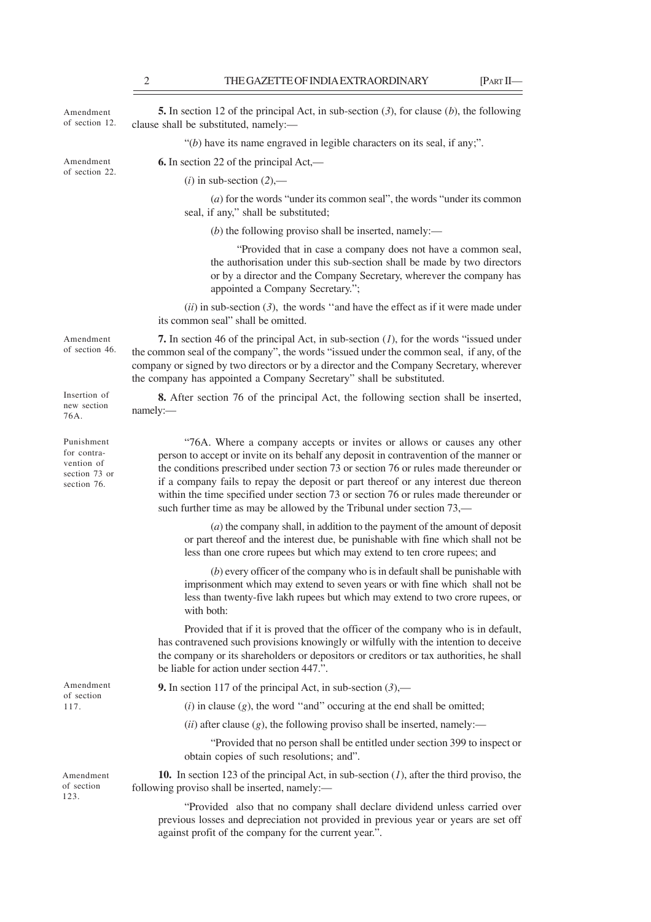Amendment of section 12.

**5.** In section 12 of the principal Act, in sub-section (*3*), for clause (*b*), the following clause shall be substituted, namely:—

"(*b*) have its name engraved in legible characters on its seal, if any;".

Amendment of section 22.

**6.** In section 22 of the principal Act,—

(*i*) in sub-section (*2*),—

(*a*) for the words "under its common seal", the words "under its common seal, if any," shall be substituted;

(*b*) the following proviso shall be inserted, namely:—

"Provided that in case a company does not have a common seal, the authorisation under this sub-section shall be made by two directors or by a director and the Company Secretary, wherever the company has appointed a Company Secretary.";

(*ii*) in sub-section (*3*), the words ''and have the effect as if it were made under its common seal" shall be omitted.

Amendment of section 46.

**7.** In section 46 of the principal Act, in sub-section (*1*), for the words "issued under the common seal of the company", the words "issued under the common seal, if any, of the company or signed by two directors or by a director and the Company Secretary, wherever the company has appointed a Company Secretary" shall be substituted.

Insertion of new section 76A.

**8.** After section 76 of the principal Act, the following section shall be inserted, namely:—

Punishment for contravention of section 73 or section 76.

"76A. Where a company accepts or invites or allows or causes any other person to accept or invite on its behalf any deposit in contravention of the manner or the conditions prescribed under section 73 or section 76 or rules made thereunder or if a company fails to repay the deposit or part thereof or any interest due thereon within the time specified under section 73 or section 76 or rules made thereunder or such further time as may be allowed by the Tribunal under section 73,—

(*a*) the company shall, in addition to the payment of the amount of deposit or part thereof and the interest due, be punishable with fine which shall not be less than one crore rupees but which may extend to ten crore rupees; and

(*b*) every officer of the company who is in default shall be punishable with imprisonment which may extend to seven years or with fine which shall not be less than twenty-five lakh rupees but which may extend to two crore rupees, or with both:

Provided that if it is proved that the officer of the company who is in default, has contravened such provisions knowingly or wilfully with the intention to deceive the company or its shareholders or depositors or creditors or tax authorities, he shall be liable for action under section 447.".

Amendment of section 117.

**9.** In section 117 of the principal Act, in sub-section (*3*),—

(*i*) in clause (*g*), the word ''and" occuring at the end shall be omitted;

(*ii*) after clause (*g*), the following proviso shall be inserted, namely:—

"Provided that no person shall be entitled under section 399 to inspect or obtain copies of such resolutions; and".

Amendment of section 123.

**10.** In section 123 of the principal Act, in sub-section (*1*), after the third proviso, the following proviso shall be inserted, namely:—

"Provided also that no company shall declare dividend unless carried over previous losses and depreciation not provided in previous year or years are set off against profit of the company for the current year.".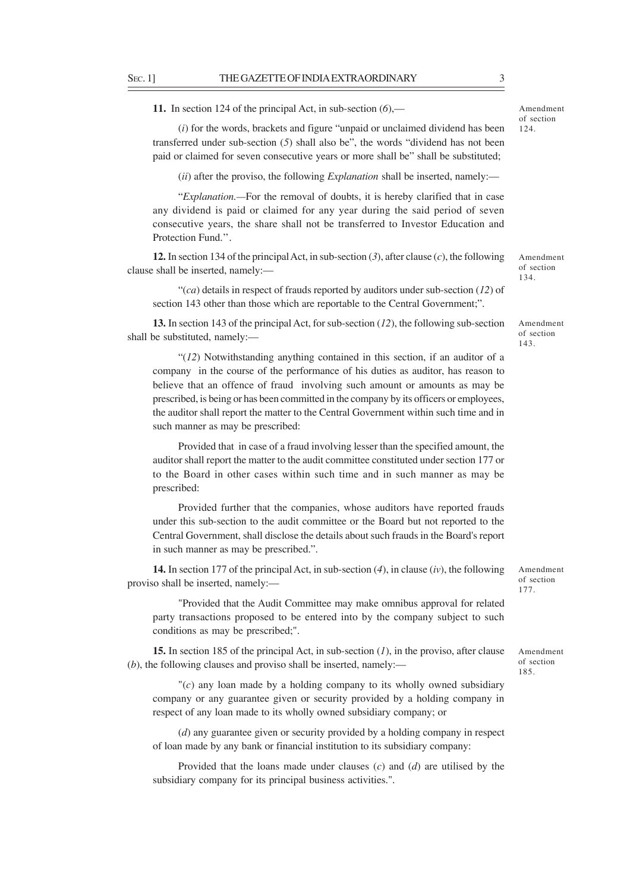**11.** In section 124 of the principal Act, in sub-section (*6*),—

Amendment of section 124.

(*i*) for the words, brackets and figure "unpaid or unclaimed dividend has been transferred under sub-section (*5*) shall also be", the words "dividend has not been paid or claimed for seven consecutive years or more shall be" shall be substituted;

(*ii*) after the proviso, the following *Explanation* shall be inserted, namely:—

"*Explanation.*—For the removal of doubts, it is hereby clarified that in case any dividend is paid or claimed for any year during the said period of seven consecutive years, the share shall not be transferred to Investor Education and Protection Fund.''.

**12.** In section 134 of the principal Act, in sub-section (*3*), after clause (*c*), the following clause shall be inserted, namely:—

Amendment of section 134.

"(*ca*) details in respect of frauds reported by auditors under sub-section (*12*) of section 143 other than those which are reportable to the Central Government;".

**13.** In section 143 of the principal Act, for sub-section (*12*), the following sub-section shall be substituted, namely:—

Amendment of section 143.

"(*12*) Notwithstanding anything contained in this section, if an auditor of a company in the course of the performance of his duties as auditor, has reason to believe that an offence of fraud involving such amount or amounts as may be prescribed, is being or has been committed in the company by its officers or employees, the auditor shall report the matter to the Central Government within such time and in such manner as may be prescribed:

Provided that in case of a fraud involving lesser than the specified amount, the auditor shall report the matter to the audit committee constituted under section 177 or to the Board in other cases within such time and in such manner as may be prescribed:

Provided further that the companies, whose auditors have reported frauds under this sub-section to the audit committee or the Board but not reported to the Central Government, shall disclose the details about such frauds in the Board's report in such manner as may be prescribed.".

**14.** In section 177 of the principal Act, in sub-section (*4*), in clause (*iv*), the following proviso shall be inserted, namely:—

Amendment of section 177.

"Provided that the Audit Committee may make omnibus approval for related party transactions proposed to be entered into by the company subject to such conditions as may be prescribed;".

**15.** In section 185 of the principal Act, in sub-section (*1*), in the proviso, after clause (*b*), the following clauses and proviso shall be inserted, namely:—

Amendment of section 185.

"(*c*) any loan made by a holding company to its wholly owned subsidiary company or any guarantee given or security provided by a holding company in respect of any loan made to its wholly owned subsidiary company; or

(*d*) any guarantee given or security provided by a holding company in respect of loan made by any bank or financial institution to its subsidiary company:

Provided that the loans made under clauses (*c*) and (*d*) are utilised by the subsidiary company for its principal business activities.".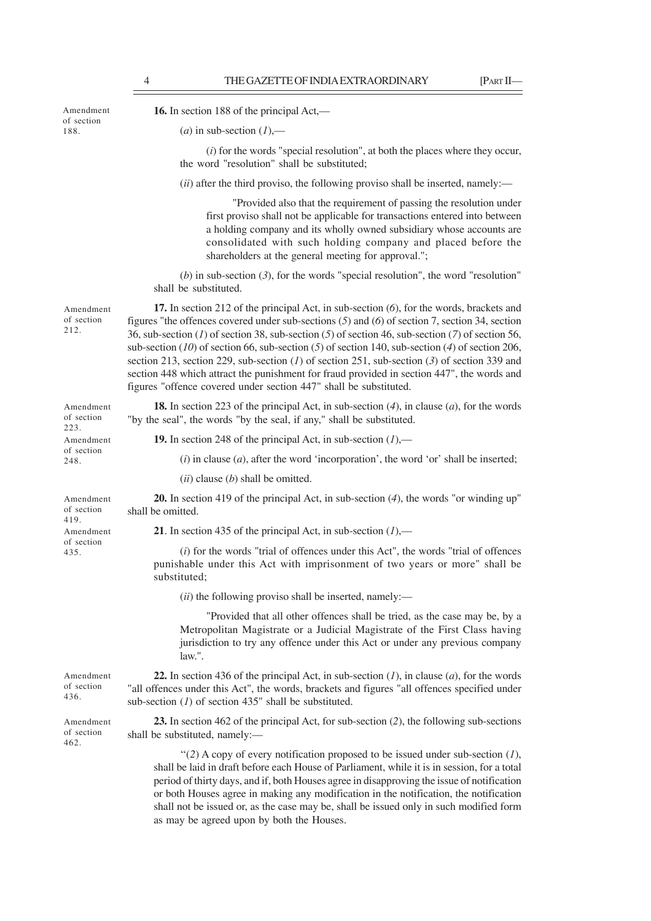Amendment of section 188.

**16.** In section 188 of the principal Act,—

(*a*) in sub-section (*1*),—

(*i*) for the words "special resolution", at both the places where they occur, the word "resolution" shall be substituted;

(*ii*) after the third proviso, the following proviso shall be inserted, namely:—

"Provided also that the requirement of passing the resolution under first proviso shall not be applicable for transactions entered into between a holding company and its wholly owned subsidiary whose accounts are consolidated with such holding company and placed before the shareholders at the general meeting for approval.";

(*b*) in sub-section (*3*), for the words "special resolution", the word "resolution" shall be substituted.

Amendment of section 212.

**17.** In section 212 of the principal Act, in sub-section (*6*), for the words, brackets and figures "the offences covered under sub-sections (*5*) and (*6*) of section 7, section 34, section 36, sub-section (*1*) of section 38, sub-section (*5*) of section 46, sub-section (*7*) of section 56, sub-section (*10*) of section 66, sub-section (*5*) of section 140, sub-section (*4*) of section 206, section 213, section 229, sub-section (*1*) of section 251, sub-section (*3*) of section 339 and section 448 which attract the punishment for fraud provided in section 447", the words and figures "offence covered under section 447" shall be substituted.

Amendment of section 223.

**18.** In section 223 of the principal Act, in sub-section (*4*), in clause (*a*), for the words "by the seal", the words "by the seal, if any," shall be substituted.

Amendment of section 248.

**19.** In section 248 of the principal Act, in sub-section (*1*),—

(*i*) in clause (*a*), after the word 'incorporation', the word 'or' shall be inserted;

(*ii*) clause (*b*) shall be omitted.

Amendment of section 419.

**20.** In section 419 of the principal Act, in sub-section (*4*), the words "or winding up" shall be omitted.

Amendment of section 435.

**21**. In section 435 of the principal Act, in sub-section (*1*),—

(*i*) for the words "trial of offences under this Act", the words "trial of offences punishable under this Act with imprisonment of two years or more" shall be substituted;

(*ii*) the following proviso shall be inserted, namely:—

"Provided that all other offences shall be tried, as the case may be, by a Metropolitan Magistrate or a Judicial Magistrate of the First Class having jurisdiction to try any offence under this Act or under any previous company law.".

Amendment of section 436.

**22.** In section 436 of the principal Act, in sub-section (*1*), in clause (*a*), for the words "all offences under this Act", the words, brackets and figures "all offences specified under sub-section (*1*) of section 435" shall be substituted.

Amendment of section 462.

**23.** In section 462 of the principal Act, for sub-section (*2*), the following sub-sections shall be substituted, namely:—

"(*2*) A copy of every notification proposed to be issued under sub-section (*1*), shall be laid in draft before each House of Parliament, while it is in session, for a total period of thirty days, and if, both Houses agree in disapproving the issue of notification or both Houses agree in making any modification in the notification, the notification shall not be issued or, as the case may be, shall be issued only in such modified form as may be agreed upon by both the Houses.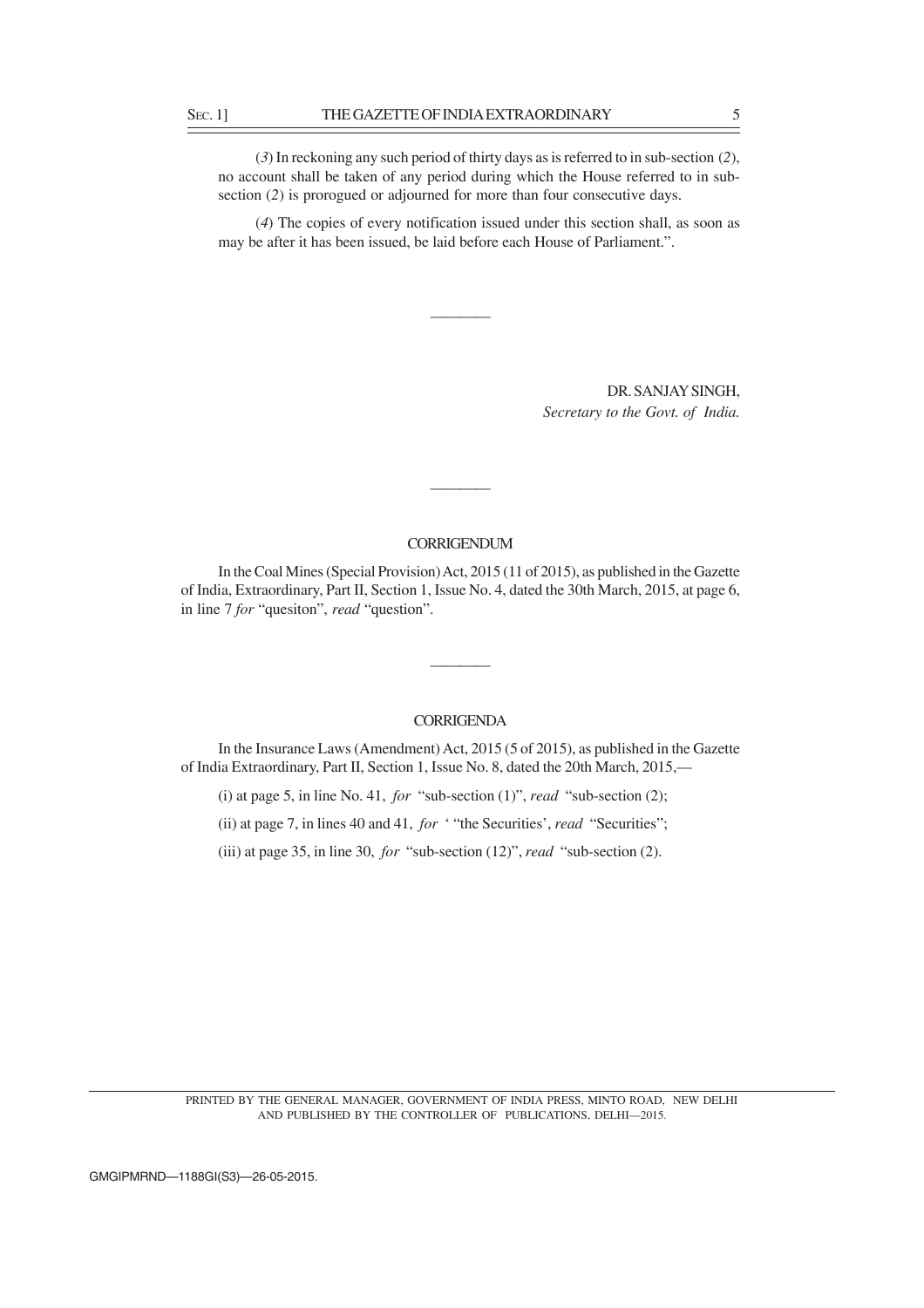(*3*) In reckoning any such period of thirty days as is referred to in sub-section (*2*), no account shall be taken of any period during which the House referred to in sub-section (*2*) is prorogued or adjourned for more than four consecutive days.

(*4*) The copies of every notification issued under this section shall, as soon as may be after it has been issued, be laid before each House of Parliament.".

————

DR. SANJAY SINGH,
*Secretary to the Govt. of India.*

————

## CORRIGENDUM

In the Coal Mines (Special Provision) Act, 2015 (11 of 2015), as published in the Gazette of India, Extraordinary, Part II, Section 1, Issue No. 4, dated the 30th March, 2015, at page 6, in line 7 *for* "quesiton", *read* "question".

————

## CORRIGENDA

In the Insurance Laws (Amendment) Act, 2015 (5 of 2015), as published in the Gazette of India Extraordinary, Part II, Section 1, Issue No. 8, dated the 20th March, 2015,—

(i) at page 5, in line No. 41, *for* "sub-section (1)", *read* "sub-section (2);

(ii) at page 7, in lines 40 and 41, *for* ' "the Securities', *read* "Securities";

(iii) at page 35, in line 30, *for* "sub-section (12)", *read* "sub-section (2).

PRINTED BY THE GENERAL MANAGER, GOVERNMENT OF INDIA PRESS, MINTO ROAD, NEW DELHI AND PUBLISHED BY THE CONTROLLER OF PUBLICATIONS, DELHI—2015.

GMGIPMRND—1188GI(S3)—26-05-2015.